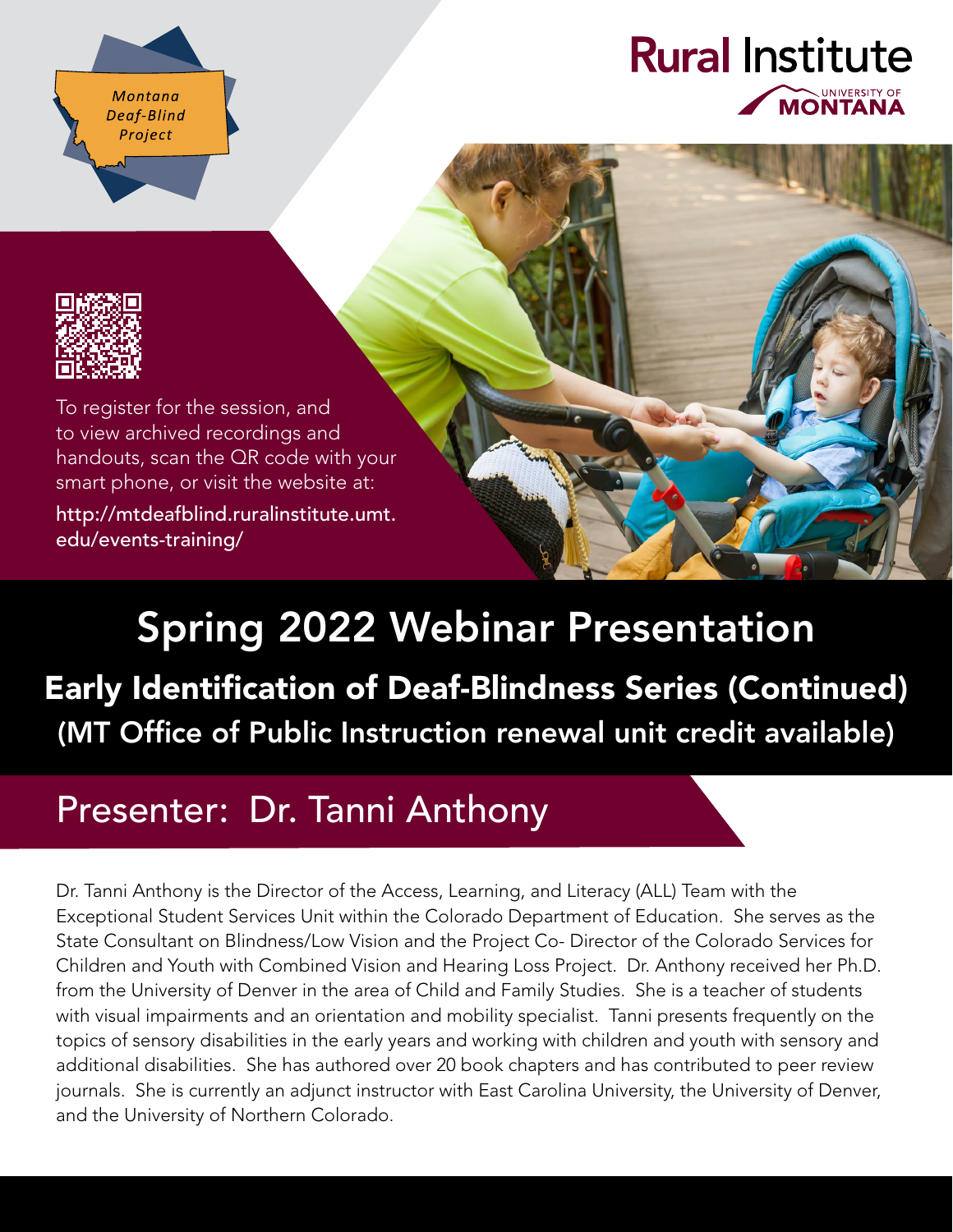Montana Deaf-Blind Project

Rural Institute
UNIVERSITY OF MONTANA

To register for the session, and to view archived recordings and handouts, scan the QR code with your smart phone, or visit the website at:

http://mtdeafblind.ruralinstitute.umt.edu/events-training/

# Spring 2022 Webinar Presentation

## Early Identification of Deaf-Blindness Series (Continued)

## (MT Office of Public Instruction renewal unit credit available)

## Presenter: Dr. Tanni Anthony

Dr. Tanni Anthony is the Director of the Access, Learning, and Literacy (ALL) Team with the Exceptional Student Services Unit within the Colorado Department of Education. She serves as the State Consultant on Blindness/Low Vision and the Project Co- Director of the Colorado Services for Children and Youth with Combined Vision and Hearing Loss Project. Dr. Anthony received her Ph.D. from the University of Denver in the area of Child and Family Studies. She is a teacher of students with visual impairments and an orientation and mobility specialist. Tanni presents frequently on the topics of sensory disabilities in the early years and working with children and youth with sensory and additional disabilities. She has authored over 20 book chapters and has contributed to peer review journals. She is currently an adjunct instructor with East Carolina University, the University of Denver, and the University of Northern Colorado.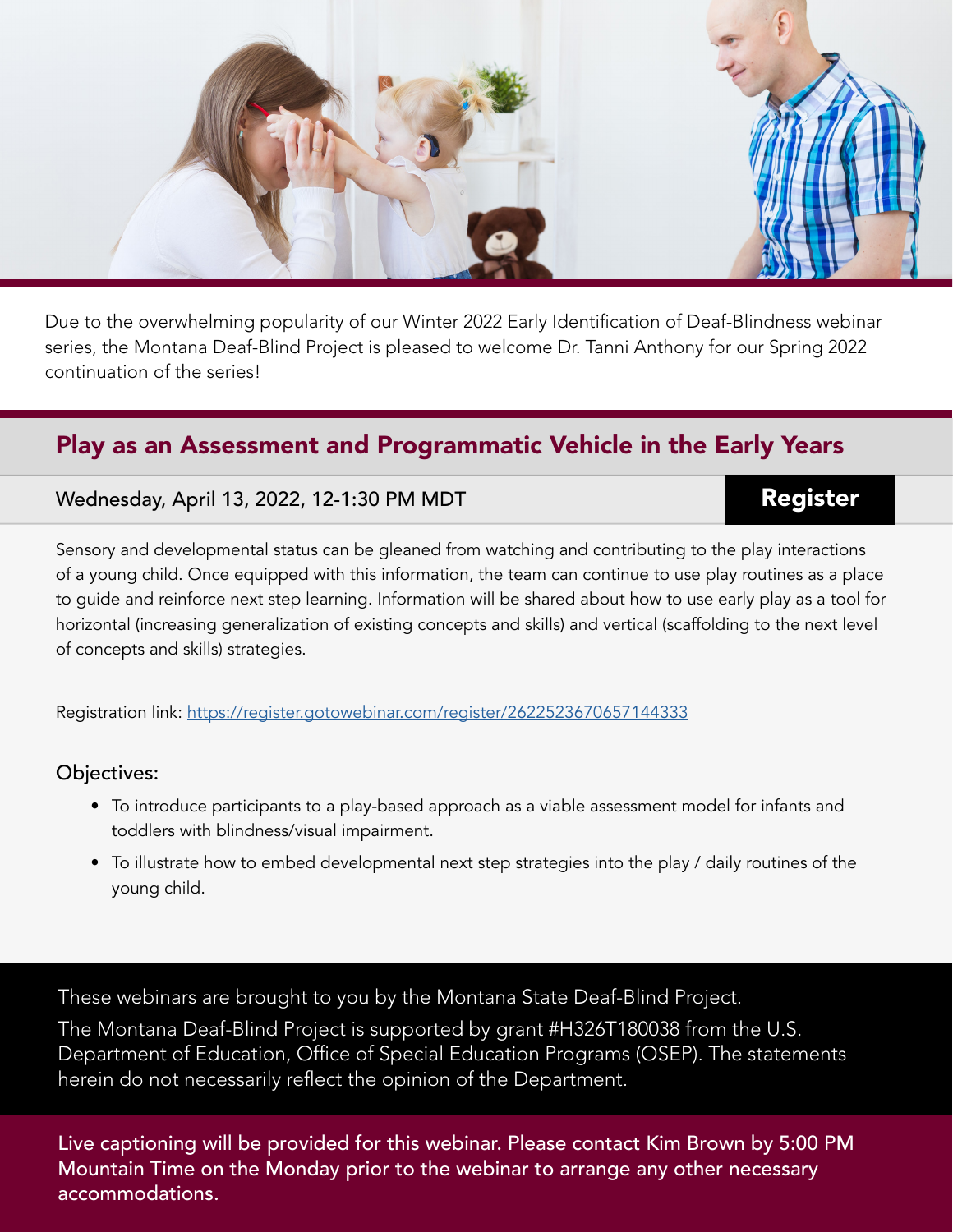Due to the overwhelming popularity of our Winter 2022 Early Identification of Deaf-Blindness webinar series, the Montana Deaf-Blind Project is pleased to welcome Dr. Tanni Anthony for our Spring 2022 continuation of the series!

## Play as an Assessment and Programmatic Vehicle in the Early Years

Wednesday, April 13, 2022, 12-1:30 PM MDT

**Register**

Sensory and developmental status can be gleaned from watching and contributing to the play interactions of a young child. Once equipped with this information, the team can continue to use play routines as a place to guide and reinforce next step learning. Information will be shared about how to use early play as a tool for horizontal (increasing generalization of existing concepts and skills) and vertical (scaffolding to the next level of concepts and skills) strategies.

Registration link: https://register.gotowebinar.com/register/2622523670657144333

### Objectives:

- To introduce participants to a play-based approach as a viable assessment model for infants and toddlers with blindness/visual impairment.
- To illustrate how to embed developmental next step strategies into the play / daily routines of the young child.

These webinars are brought to you by the Montana State Deaf-Blind Project.

The Montana Deaf-Blind Project is supported by grant #H326T180038 from the U.S. Department of Education, Office of Special Education Programs (OSEP). The statements herein do not necessarily reflect the opinion of the Department.

Live captioning will be provided for this webinar. Please contact Kim Brown by 5:00 PM Mountain Time on the Monday prior to the webinar to arrange any other necessary accommodations.